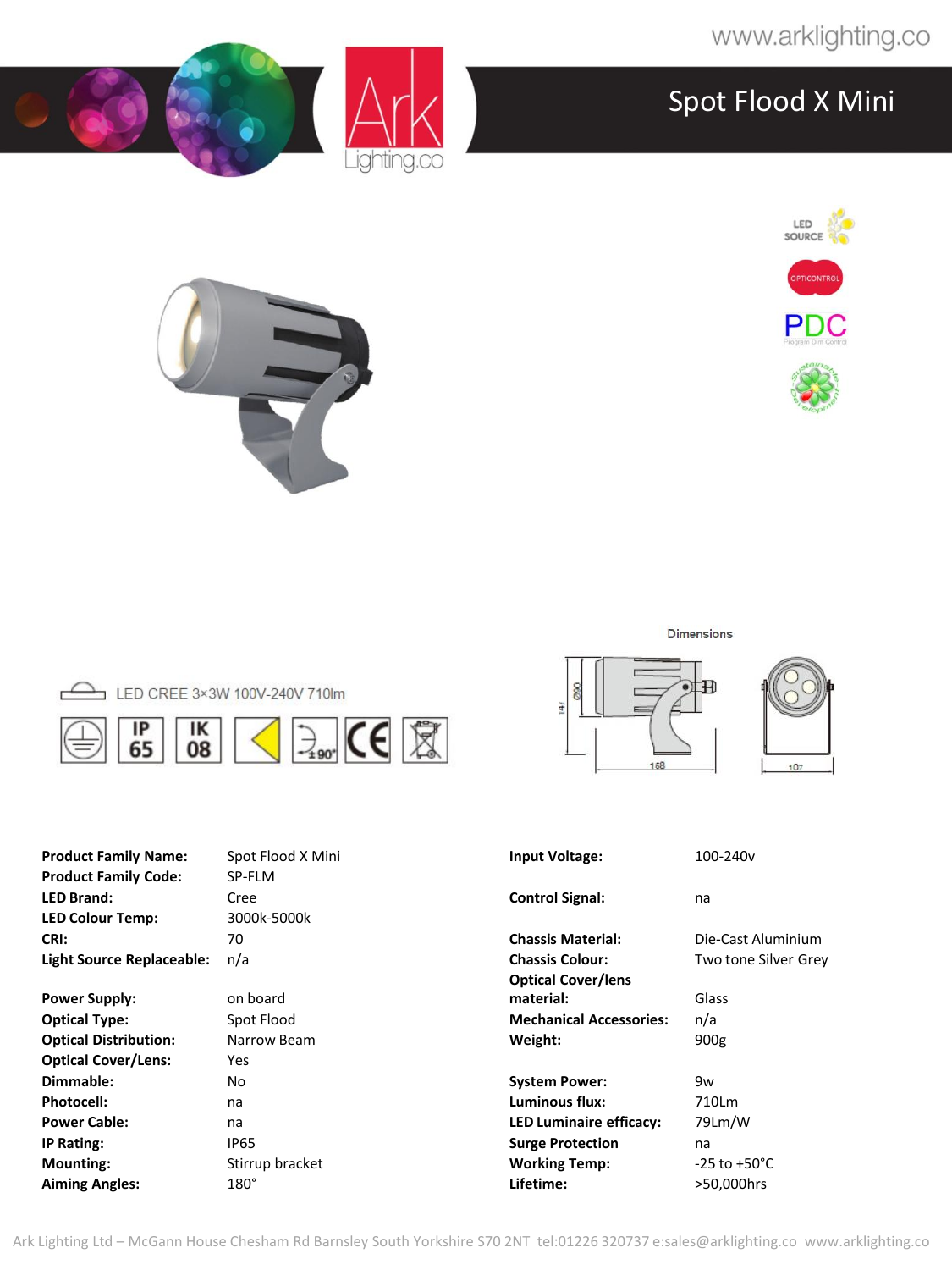www.arklighting.co

# Spot Flood X Mini

LED CREE 3×3W 100V-240V 710lm

IP 65 | IK 08 | ±90°

Dimensions

147 | Ø80 | 168 | 107

| | | | |
|---|---|---|---|
| **Product Family Name:** | Spot Flood X Mini | **Input Voltage:** | 100-240v |
| **Product Family Code:** | SP-FLM | | |
| **LED Brand:** | Cree | **Control Signal:** | na |
| **LED Colour Temp:** | 3000k-5000k | | |
| **CRI:** | 70 | **Chassis Material:** | Die-Cast Aluminium |
| **Light Source Replaceable:** | n/a | **Chassis Colour:** | Two tone Silver Grey |
| | | **Optical Cover/lens material:** | Glass |
| **Power Supply:** | on board | | |
| **Optical Type:** | Spot Flood | **Mechanical Accessories:** | n/a |
| **Optical Distribution:** | Narrow Beam | **Weight:** | 900g |
| **Optical Cover/Lens:** | Yes | | |
| **Dimmable:** | No | **System Power:** | 9w |
| **Photocell:** | na | **Luminous flux:** | 710Lm |
| **Power Cable:** | na | **LED Luminaire efficacy:** | 79Lm/W |
| **IP Rating:** | IP65 | **Surge Protection** | na |
| **Mounting:** | Stirrup bracket | **Working Temp:** | -25 to +50°C |
| **Aiming Angles:** | 180° | **Lifetime:** | >50,000hrs |

Ark Lighting Ltd – McGann House Chesham Rd Barnsley South Yorkshire S70 2NT tel:01226 320737 e:sales@arklighting.co www.arklighting.co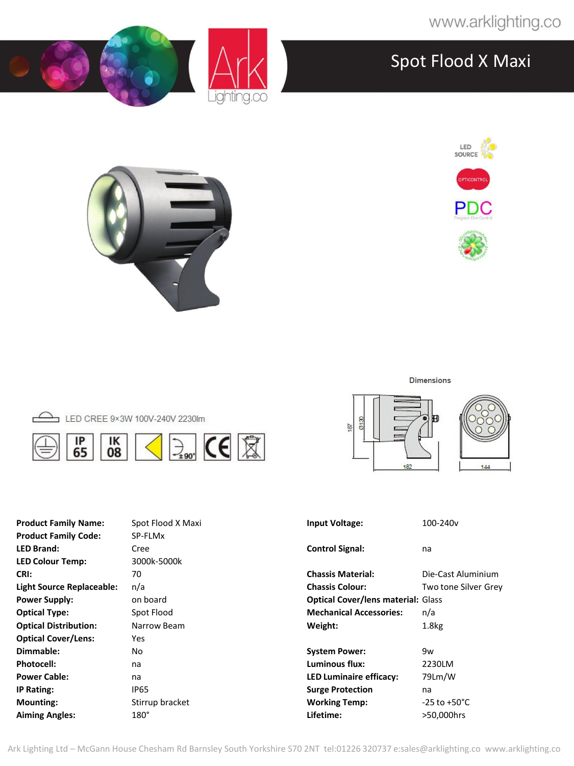www.arklighting.co

# Spot Flood X Maxi

LED SOURCE

OPTICONTROL

PDC
Program Dim Control

Sustainable Development

LED CREE 9×3W 100V-240V 2230lm

IP 65 IK 08 ±90° CE

Dimensions

187 Ø130 182 144

| | | | |
|---|---|---|---|
| **Product Family Name:** | Spot Flood X Maxi | **Input Voltage:** | 100-240v |
| **Product Family Code:** | SP-FLMx | | |
| **LED Brand:** | Cree | **Control Signal:** | na |
| **LED Colour Temp:** | 3000k-5000k | | |
| **CRI:** | 70 | **Chassis Material:** | Die-Cast Aluminium |
| **Light Source Replaceable:** | n/a | **Chassis Colour:** | Two tone Silver Grey |
| **Power Supply:** | on board | **Optical Cover/lens material:** | Glass |
| **Optical Type:** | Spot Flood | **Mechanical Accessories:** | n/a |
| **Optical Distribution:** | Narrow Beam | **Weight:** | 1.8kg |
| **Optical Cover/Lens:** | Yes | | |
| **Dimmable:** | No | **System Power:** | 9w |
| **Photocell:** | na | **Luminous flux:** | 2230LM |
| **Power Cable:** | na | **LED Luminaire efficacy:** | 79Lm/W |
| **IP Rating:** | IP65 | **Surge Protection** | na |
| **Mounting:** | Stirrup bracket | **Working Temp:** | -25 to +50°C |
| **Aiming Angles:** | 180° | **Lifetime:** | >50,000hrs |

Ark Lighting Ltd – McGann House Chesham Rd Barnsley South Yorkshire S70 2NT tel:01226 320737 e:sales@arklighting.co www.arklighting.co